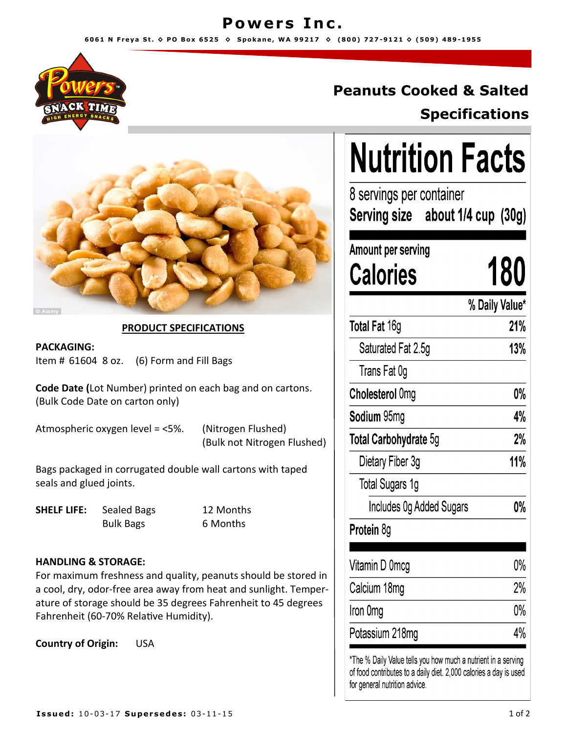# Powers Inc.

6061 N Freya St. ◇ PO Box 6525 ◇ Spokane, WA 99217 ◇ (800) 727-9121 ◇ (509) 489-1955

## Peanuts Cooked & Salted Specifications

### PRODUCT SPECIFICATIONS

**PACKAGING:**
Item # 61604 8 oz. (6) Form and Fill Bags

**Code Date (**Lot Number) printed on each bag and on cartons. (Bulk Code Date on carton only)

Atmospheric oxygen level = <5%. (Nitrogen Flushed) (Bulk not Nitrogen Flushed)

Bags packaged in corrugated double wall cartons with taped seals and glued joints.

**SHELF LIFE:**

| | |
|---|---|
| Sealed Bags | 12 Months |
| Bulk Bags | 6 Months |

**HANDLING & STORAGE:**
For maximum freshness and quality, peanuts should be stored in a cool, dry, odor-free area away from heat and sunlight. Temperature of storage should be 35 degrees Fahrenheit to 45 degrees Fahrenheit (60-70% Relative Humidity).

**Country of Origin:** USA

## Nutrition Facts

8 servings per container
**Serving size about 1/4 cup (30g)**

Amount per serving
**Calories 180**

| | % Daily Value* |
|---|---|
| **Total Fat** 16g | **21%** |
| Saturated Fat 2.5g | **13%** |
| Trans Fat 0g | |
| **Cholesterol** 0mg | **0%** |
| **Sodium** 95mg | **4%** |
| **Total Carbohydrate** 5g | **2%** |
| Dietary Fiber 3g | **11%** |
| Total Sugars 1g | |
| Includes 0g Added Sugars | **0%** |
| **Protein** 8g | |
| Vitamin D 0mcg | 0% |
| Calcium 18mg | 2% |
| Iron 0mg | 0% |
| Potassium 218mg | 4% |

*The % Daily Value tells you how much a nutrient in a serving of food contributes to a daily diet. 2,000 calories a day is used for general nutrition advice.

**Issued:** 10-03-17 **Supersedes:** 03-11-15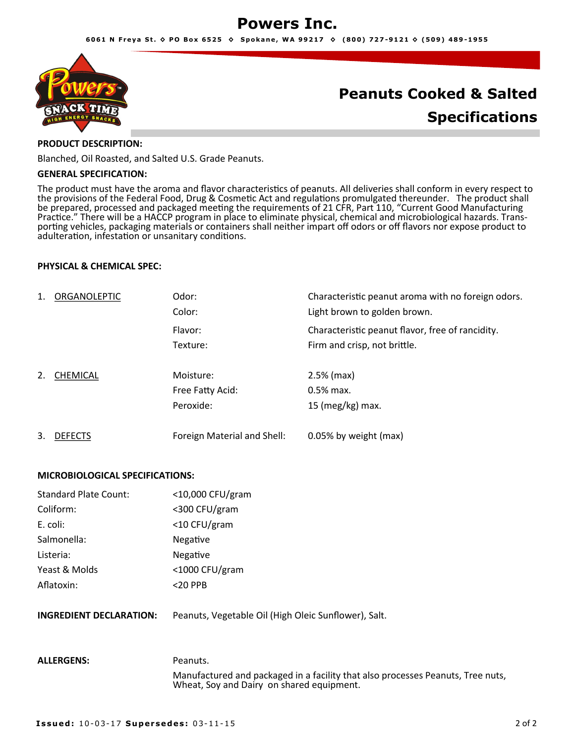# Powers Inc.

6061 N Freya St. ◇ PO Box 6525 ◇ Spokane, WA 99217 ◇ (800) 727-9121 ◇ (509) 489-1955

## Peanuts Cooked & Salted Specifications

**PRODUCT DESCRIPTION:**

Blanched, Oil Roasted, and Salted U.S. Grade Peanuts.

**GENERAL SPECIFICATION:**

The product must have the aroma and flavor characteristics of peanuts. All deliveries shall conform in every respect to the provisions of the Federal Food, Drug & Cosmetic Act and regulations promulgated thereunder. The product shall be prepared, processed and packaged meeting the requirements of 21 CFR, Part 110, "Current Good Manufacturing Practice." There will be a HACCP program in place to eliminate physical, chemical and microbiological hazards. Transporting vehicles, packaging materials or containers shall neither impart off odors or off flavors nor expose product to adulteration, infestation or unsanitary conditions.

**PHYSICAL & CHEMICAL SPEC:**

| | | |
|---|---|---|
| 1. ORGANOLEPTIC | Odor: | Characteristic peanut aroma with no foreign odors. |
| | Color: | Light brown to golden brown. |
| | Flavor: | Characteristic peanut flavor, free of rancidity. |
| | Texture: | Firm and crisp, not brittle. |
| 2. CHEMICAL | Moisture: | 2.5% (max) |
| | Free Fatty Acid: | 0.5% max. |
| | Peroxide: | 15 (meg/kg) max. |
| 3. DEFECTS | Foreign Material and Shell: | 0.05% by weight (max) |

**MICROBIOLOGICAL SPECIFICATIONS:**

| | |
|---|---|
| Standard Plate Count: | <10,000 CFU/gram |
| Coliform: | <300 CFU/gram |
| E. coli: | <10 CFU/gram |
| Salmonella: | Negative |
| Listeria: | Negative |
| Yeast & Molds | <1000 CFU/gram |
| Aflatoxin: | <20 PPB |

**INGREDIENT DECLARATION:** Peanuts, Vegetable Oil (High Oleic Sunflower), Salt.

**ALLERGENS:** Peanuts.

Manufactured and packaged in a facility that also processes Peanuts, Tree nuts, Wheat, Soy and Dairy on shared equipment.

**Issued:** 10-03-17 **Supersedes:** 03-11-15